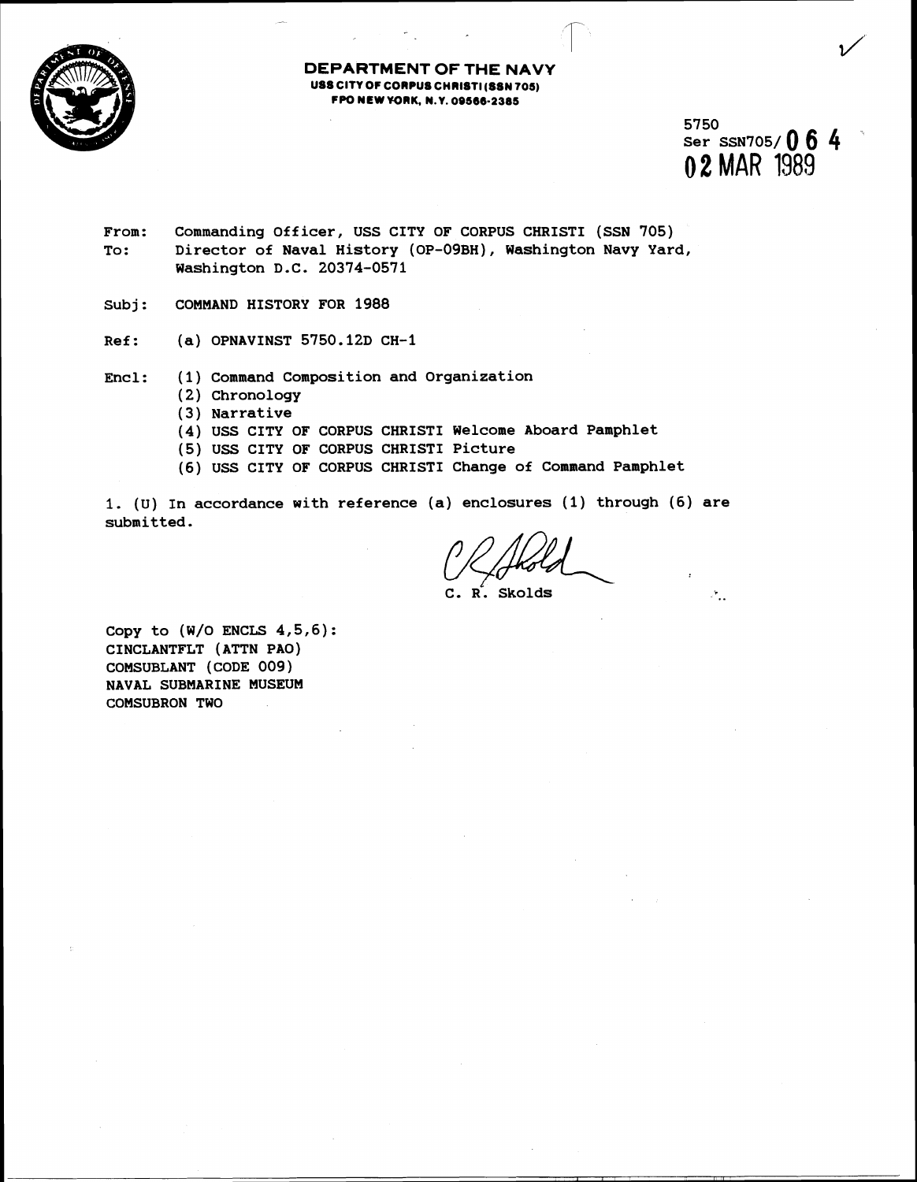**DEPARTMENT OF THE NAVY**
**USS CITY OF CORPUS CHRISTI (SSN 705)**
**FPO NEW YORK, N.Y. 09566-2385**

5750
Ser SSN705/**064**
**02 MAR 1989**

From: Commanding Officer, USS CITY OF CORPUS CHRISTI (SSN 705)
To: Director of Naval History (OP-09BH), Washington Navy Yard, Washington D.C. 20374-0571

Subj: COMMAND HISTORY FOR 1988

Ref: (a) OPNAVINST 5750.12D CH-1

Encl: (1) Command Composition and Organization
(2) Chronology
(3) Narrative
(4) USS CITY OF CORPUS CHRISTI Welcome Aboard Pamphlet
(5) USS CITY OF CORPUS CHRISTI Picture
(6) USS CITY OF CORPUS CHRISTI Change of Command Pamphlet

1. (U) In accordance with reference (a) enclosures (1) through (6) are submitted.

C. R. Skolds

Copy to (W/O ENCLS 4,5,6):
CINCLANTFLT (ATTN PAO)
COMSUBLANT (CODE 009)
NAVAL SUBMARINE MUSEUM
COMSUBRON TWO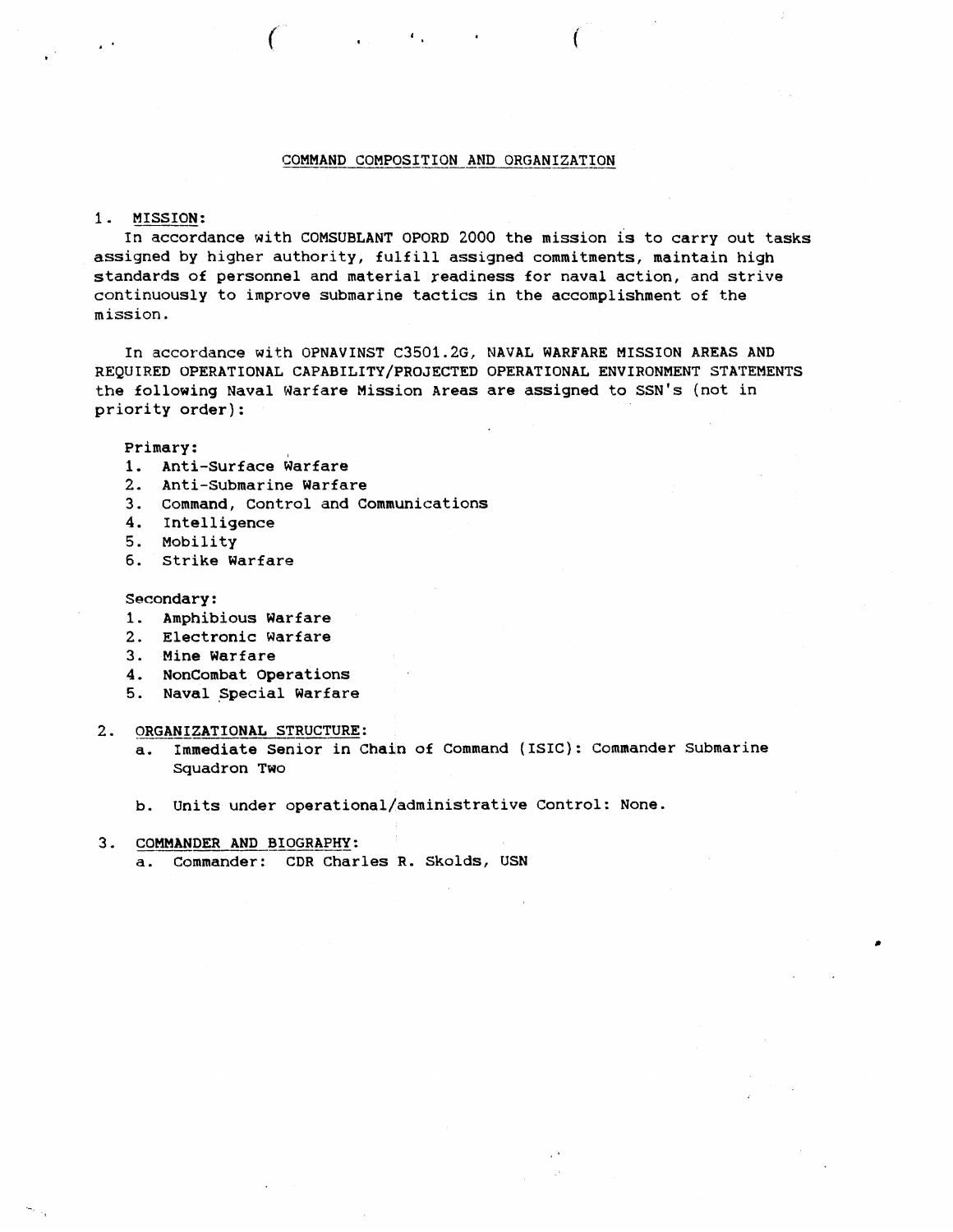# COMMAND COMPOSITION AND ORGANIZATION

1. MISSION:

In accordance with COMSUBLANT OPORD 2000 the mission is to carry out tasks assigned by higher authority, fulfill assigned commitments, maintain high standards of personnel and material readiness for naval action, and strive continuously to improve submarine tactics in the accomplishment of the mission.

In accordance with OPNAVINST C3501.2G, NAVAL WARFARE MISSION AREAS AND REQUIRED OPERATIONAL CAPABILITY/PROJECTED OPERATIONAL ENVIRONMENT STATEMENTS the following Naval Warfare Mission Areas are assigned to SSN's (not in priority order):

Primary:
1. Anti-Surface Warfare
2. Anti-Submarine Warfare
3. Command, Control and Communications
4. Intelligence
5. Mobility
6. Strike Warfare

Secondary:
1. Amphibious Warfare
2. Electronic Warfare
3. Mine Warfare
4. NonCombat Operations
5. Naval Special Warfare

2. ORGANIZATIONAL STRUCTURE:
   a. Immediate Senior in Chain of Command (ISIC): Commander Submarine Squadron Two

   b. Units under operational/administrative Control: None.

3. COMMANDER AND BIOGRAPHY:
   a. Commander: CDR Charles R. Skolds, USN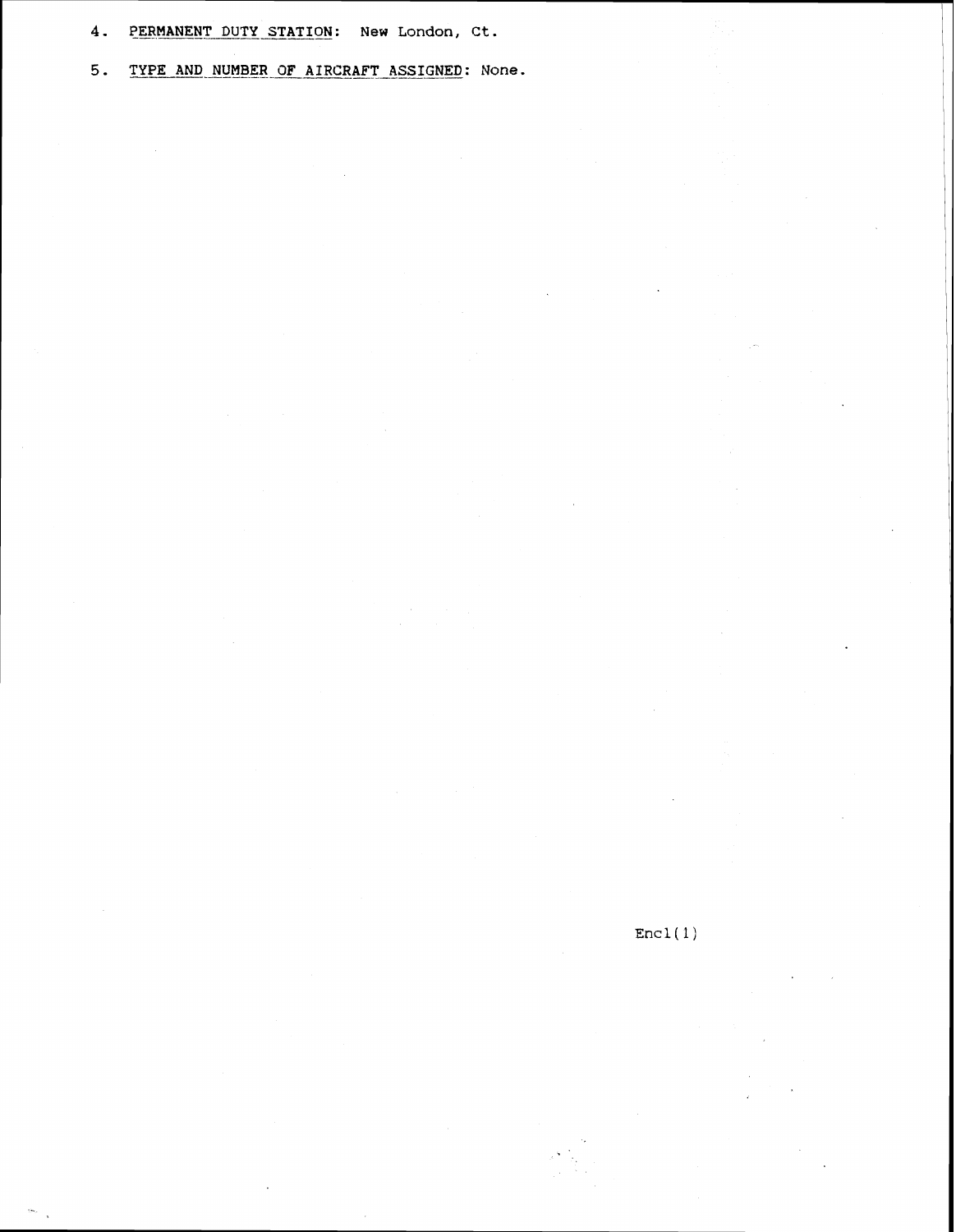4. PERMANENT DUTY STATION: New London, Ct.

5. TYPE AND NUMBER OF AIRCRAFT ASSIGNED: None.

Encl(1)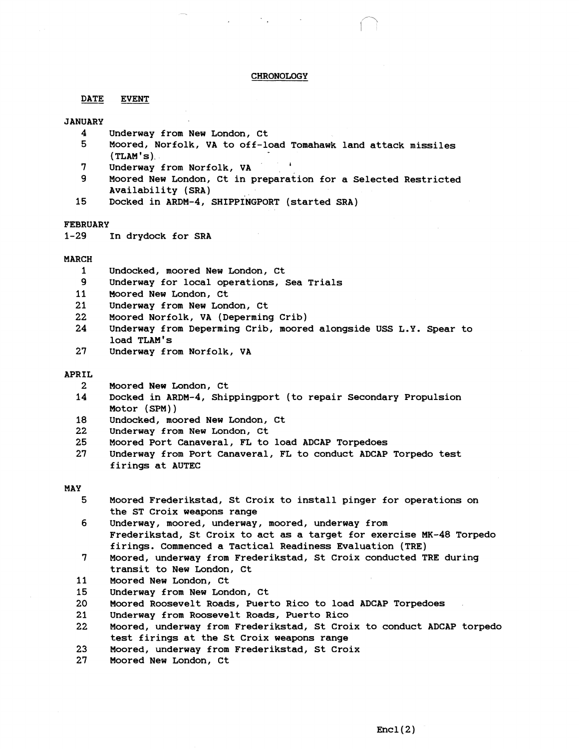## CHRONOLOGY

| DATE | EVENT |
| --- | --- |
| **JANUARY** | |
| 4 | Underway from New London, Ct |
| 5 | Moored, Norfolk, VA to off-load Tomahawk land attack missiles (TLAM's). |
| 7 | Underway from Norfolk, VA |
| 9 | Moored New London, Ct in preparation for a Selected Restricted Availability (SRA) |
| 15 | Docked in ARDM-4, SHIPPINGPORT (started SRA) |
| **FEBRUARY** | |
| 1-29 | In drydock for SRA |
| **MARCH** | |
| 1 | Undocked, moored New London, Ct |
| 9 | Underway for local operations, Sea Trials |
| 11 | Moored New London, Ct |
| 21 | Underway from New London, Ct |
| 22 | Moored Norfolk, VA (Deperming Crib) |
| 24 | Underway from Deperming Crib, moored alongside USS L.Y. Spear to load TLAM's |
| 27 | Underway from Norfolk, VA |
| **APRIL** | |
| 2 | Moored New London, Ct |
| 14 | Docked in ARDM-4, Shippingport (to repair Secondary Propulsion Motor (SPM)) |
| 18 | Undocked, moored New London, Ct |
| 22 | Underway from New London, Ct |
| 25 | Moored Port Canaveral, FL to load ADCAP Torpedoes |
| 27 | Underway from Port Canaveral, FL to conduct ADCAP Torpedo test firings at AUTEC |
| **MAY** | |
| 5 | Moored Frederikstad, St Croix to install pinger for operations on the ST Croix weapons range |
| 6 | Underway, moored, underway, moored, underway from Frederikstad, St Croix to act as a target for exercise MK-48 Torpedo firings. Commenced a Tactical Readiness Evaluation (TRE) |
| 7 | Moored, underway from Frederikstad, St Croix conducted TRE during transit to New London, Ct |
| 11 | Moored New London, Ct |
| 15 | Underway from New London, Ct |
| 20 | Moored Roosevelt Roads, Puerto Rico to load ADCAP Torpedoes |
| 21 | Underway from Roosevelt Roads, Puerto Rico |
| 22 | Moored, underway from Frederikstad, St Croix to conduct ADCAP torpedo test firings at the St Croix weapons range |
| 23 | Moored, underway from Frederikstad, St Croix |
| 27 | Moored New London, Ct |

Encl(2)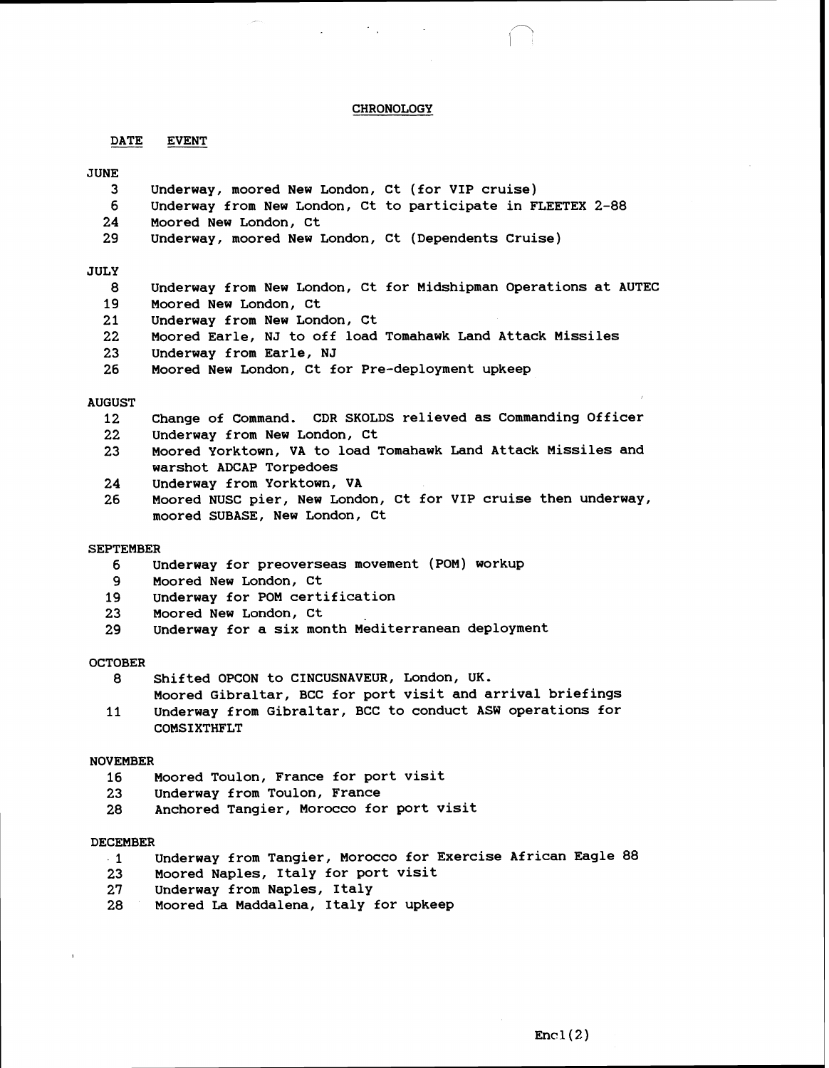## CHRONOLOGY

| DATE | EVENT |
|---|---|
| **JUNE** | |
| 3 | Underway, moored New London, Ct (for VIP cruise) |
| 6 | Underway from New London, Ct to participate in FLEETEX 2-88 |
| 24 | Moored New London, Ct |
| 29 | Underway, moored New London, Ct (Dependents Cruise) |
| **JULY** | |
| 8 | Underway from New London, Ct for Midshipman Operations at AUTEC |
| 19 | Moored New London, Ct |
| 21 | Underway from New London, Ct |
| 22 | Moored Earle, NJ to off load Tomahawk Land Attack Missiles |
| 23 | Underway from Earle, NJ |
| 26 | Moored New London, Ct for Pre-deployment upkeep |
| **AUGUST** | |
| 12 | Change of Command. CDR SKOLDS relieved as Commanding Officer |
| 22 | Underway from New London, Ct |
| 23 | Moored Yorktown, VA to load Tomahawk Land Attack Missiles and warshot ADCAP Torpedoes |
| 24 | Underway from Yorktown, VA |
| 26 | Moored NUSC pier, New London, Ct for VIP cruise then underway, moored SUBASE, New London, Ct |
| **SEPTEMBER** | |
| 6 | Underway for preoverseas movement (POM) workup |
| 9 | Moored New London, Ct |
| 19 | Underway for POM certification |
| 23 | Moored New London, Ct |
| 29 | Underway for a six month Mediterranean deployment |
| **OCTOBER** | |
| 8 | Shifted OPCON to CINCUSNAVEUR, London, UK. Moored Gibraltar, BCC for port visit and arrival briefings |
| 11 | Underway from Gibraltar, BCC to conduct ASW operations for COMSIXTHFLT |
| **NOVEMBER** | |
| 16 | Moored Toulon, France for port visit |
| 23 | Underway from Toulon, France |
| 28 | Anchored Tangier, Morocco for port visit |
| **DECEMBER** | |
| 1 | Underway from Tangier, Morocco for Exercise African Eagle 88 |
| 23 | Moored Naples, Italy for port visit |
| 27 | Underway from Naples, Italy |
| 28 | Moored La Maddalena, Italy for upkeep |

Encl(2)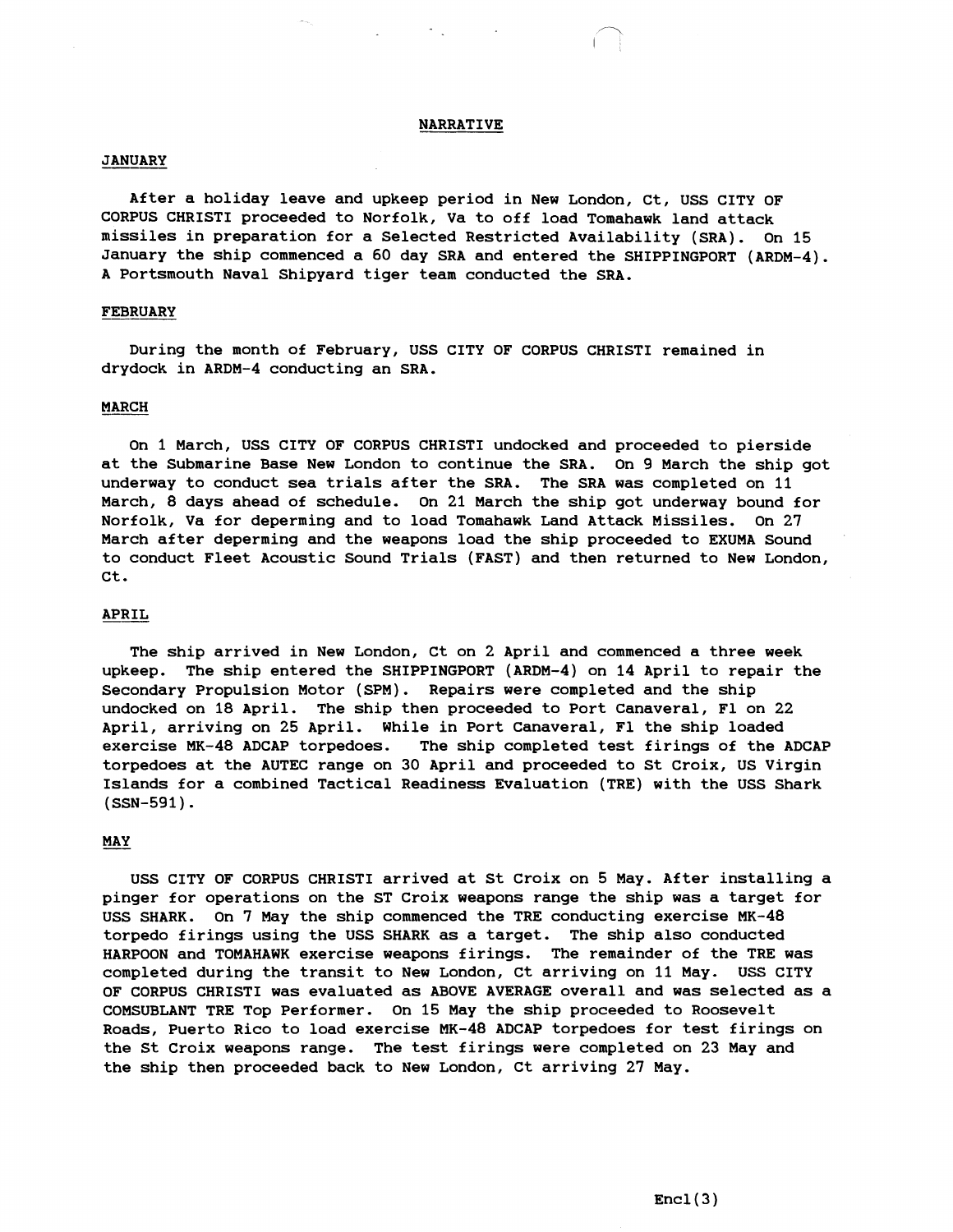# NARRATIVE

## JANUARY

After a holiday leave and upkeep period in New London, Ct, USS CITY OF CORPUS CHRISTI proceeded to Norfolk, Va to off load Tomahawk land attack missiles in preparation for a Selected Restricted Availability (SRA). On 15 January the ship commenced a 60 day SRA and entered the SHIPPINGPORT (ARDM-4). A Portsmouth Naval Shipyard tiger team conducted the SRA.

## FEBRUARY

During the month of February, USS CITY OF CORPUS CHRISTI remained in drydock in ARDM-4 conducting an SRA.

## MARCH

On 1 March, USS CITY OF CORPUS CHRISTI undocked and proceeded to pierside at the Submarine Base New London to continue the SRA. On 9 March the ship got underway to conduct sea trials after the SRA. The SRA was completed on 11 March, 8 days ahead of schedule. On 21 March the ship got underway bound for Norfolk, Va for deperming and to load Tomahawk Land Attack Missiles. On 27 March after deperming and the weapons load the ship proceeded to EXUMA Sound to conduct Fleet Acoustic Sound Trials (FAST) and then returned to New London, Ct.

## APRIL

The ship arrived in New London, Ct on 2 April and commenced a three week upkeep. The ship entered the SHIPPINGPORT (ARDM-4) on 14 April to repair the Secondary Propulsion Motor (SPM). Repairs were completed and the ship undocked on 18 April. The ship then proceeded to Port Canaveral, Fl on 22 April, arriving on 25 April. While in Port Canaveral, Fl the ship loaded exercise MK-48 ADCAP torpedoes. The ship completed test firings of the ADCAP torpedoes at the AUTEC range on 30 April and proceeded to St Croix, US Virgin Islands for a combined Tactical Readiness Evaluation (TRE) with the USS Shark (SSN-591).

## MAY

USS CITY OF CORPUS CHRISTI arrived at St Croix on 5 May. After installing a pinger for operations on the ST Croix weapons range the ship was a target for USS SHARK. On 7 May the ship commenced the TRE conducting exercise MK-48 torpedo firings using the USS SHARK as a target. The ship also conducted HARPOON and TOMAHAWK exercise weapons firings. The remainder of the TRE was completed during the transit to New London, Ct arriving on 11 May. USS CITY OF CORPUS CHRISTI was evaluated as ABOVE AVERAGE overall and was selected as a COMSUBLANT TRE Top Performer. On 15 May the ship proceeded to Roosevelt Roads, Puerto Rico to load exercise MK-48 ADCAP torpedoes for test firings on the St Croix weapons range. The test firings were completed on 23 May and the ship then proceeded back to New London, Ct arriving 27 May.

Encl(3)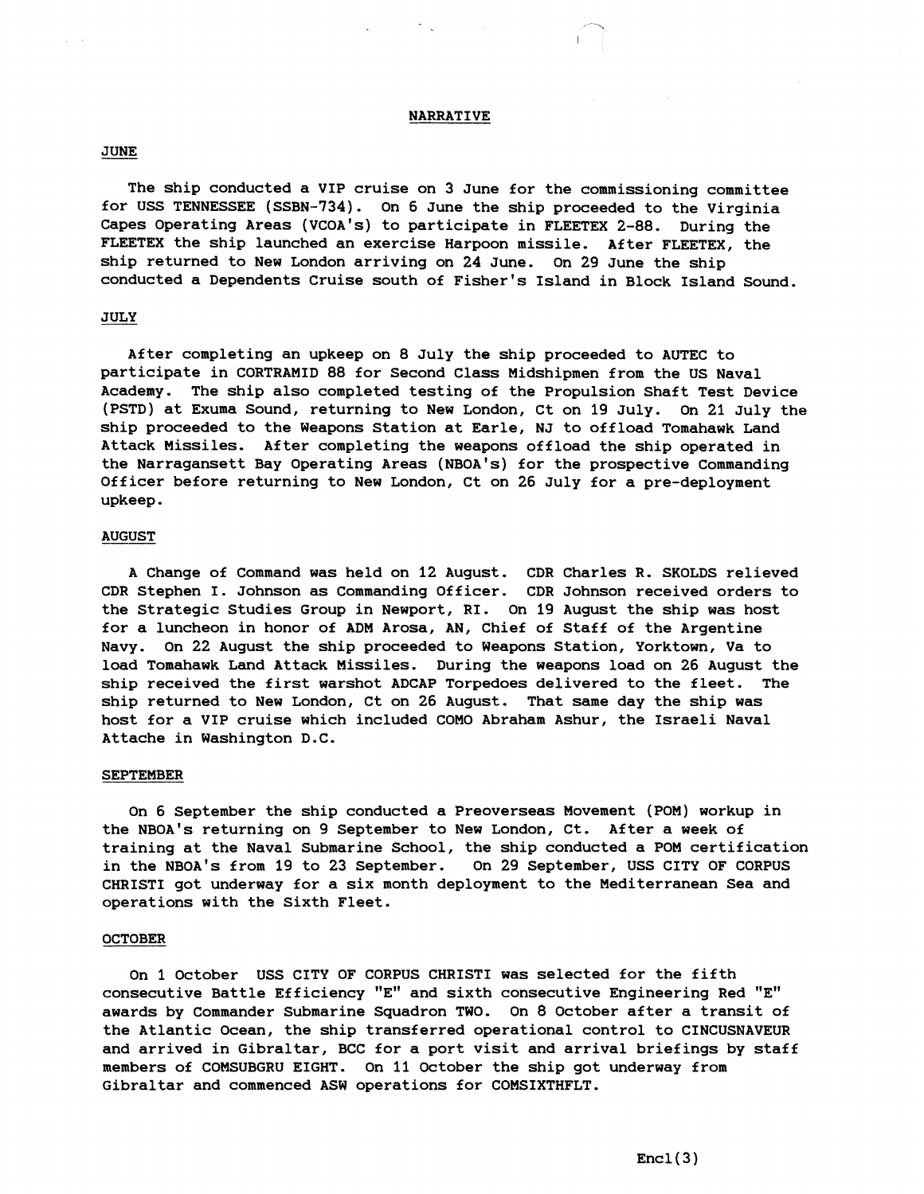## NARRATIVE

### JUNE

The ship conducted a VIP cruise on 3 June for the commissioning committee for USS TENNESSEE (SSBN-734). On 6 June the ship proceeded to the Virginia Capes Operating Areas (VCOA's) to participate in FLEETEX 2-88. During the FLEETEX the ship launched an exercise Harpoon missile. After FLEETEX, the ship returned to New London arriving on 24 June. On 29 June the ship conducted a Dependents Cruise south of Fisher's Island in Block Island Sound.

### JULY

After completing an upkeep on 8 July the ship proceeded to AUTEC to participate in CORTRAMID 88 for Second Class Midshipmen from the US Naval Academy. The ship also completed testing of the Propulsion Shaft Test Device (PSTD) at Exuma Sound, returning to New London, Ct on 19 July. On 21 July the ship proceeded to the Weapons Station at Earle, NJ to offload Tomahawk Land Attack Missiles. After completing the weapons offload the ship operated in the Narragansett Bay Operating Areas (NBOA's) for the prospective Commanding Officer before returning to New London, Ct on 26 July for a pre-deployment upkeep.

### AUGUST

A Change of Command was held on 12 August. CDR Charles R. SKOLDS relieved CDR Stephen I. Johnson as Commanding Officer. CDR Johnson received orders to the Strategic Studies Group in Newport, RI. On 19 August the ship was host for a luncheon in honor of ADM Arosa, AN, Chief of Staff of the Argentine Navy. On 22 August the ship proceeded to Weapons Station, Yorktown, Va to load Tomahawk Land Attack Missiles. During the weapons load on 26 August the ship received the first warshot ADCAP Torpedoes delivered to the fleet. The ship returned to New London, Ct on 26 August. That same day the ship was host for a VIP cruise which included COMO Abraham Ashur, the Israeli Naval Attache in Washington D.C.

### SEPTEMBER

On 6 September the ship conducted a Preoverseas Movement (POM) workup in the NBOA's returning on 9 September to New London, Ct. After a week of training at the Naval Submarine School, the ship conducted a POM certification in the NBOA's from 19 to 23 September. On 29 September, USS CITY OF CORPUS CHRISTI got underway for a six month deployment to the Mediterranean Sea and operations with the Sixth Fleet.

### OCTOBER

On 1 October USS CITY OF CORPUS CHRISTI was selected for the fifth consecutive Battle Efficiency "E" and sixth consecutive Engineering Red "E" awards by Commander Submarine Squadron TWO. On 8 October after a transit of the Atlantic Ocean, the ship transferred operational control to CINCUSNAVEUR and arrived in Gibraltar, BCC for a port visit and arrival briefings by staff members of COMSUBGRU EIGHT. On 11 October the ship got underway from Gibraltar and commenced ASW operations for COMSIXTHFLT.

Encl(3)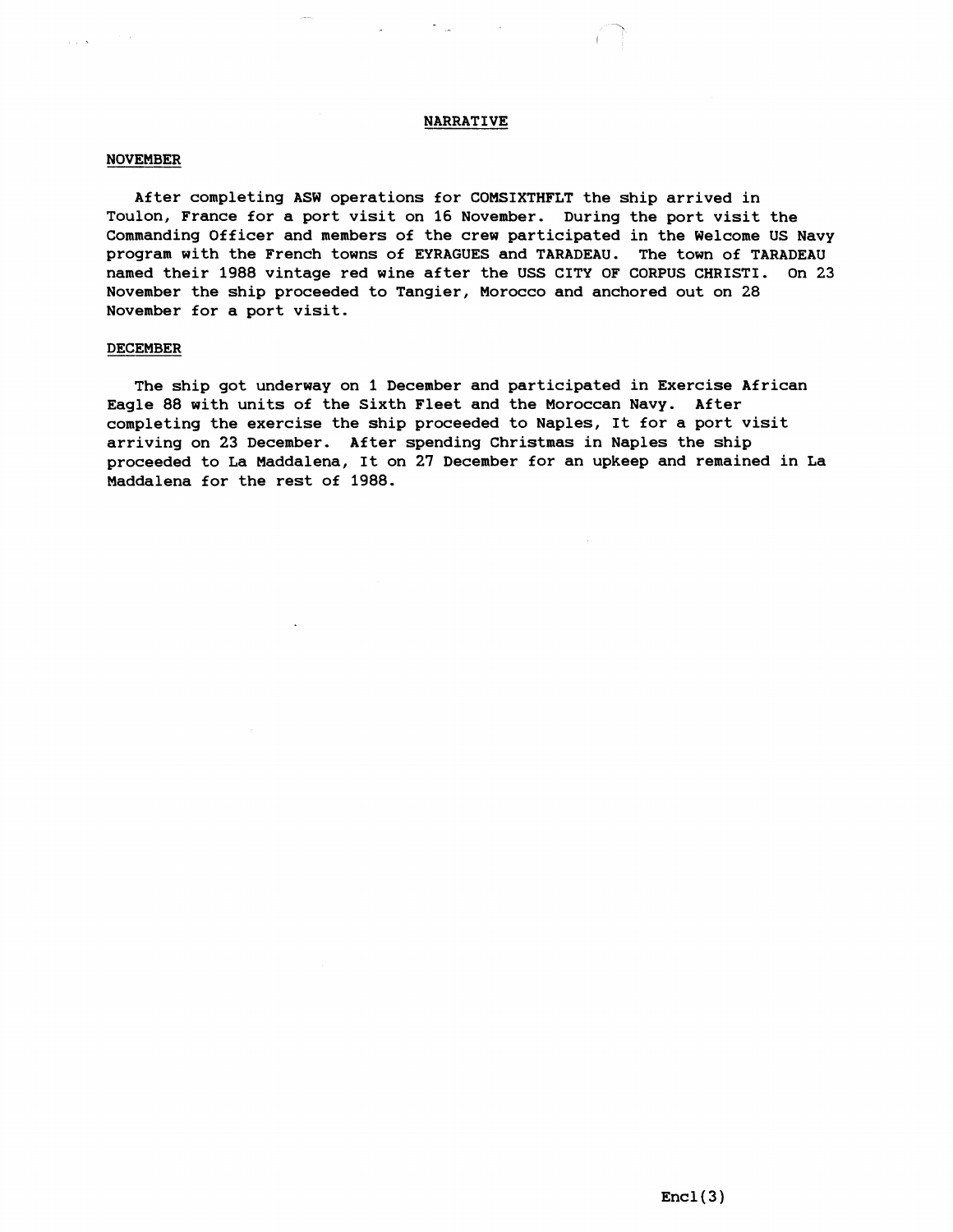# NARRATIVE

## NOVEMBER

After completing ASW operations for COMSIXTHFLT the ship arrived in Toulon, France for a port visit on 16 November. During the port visit the Commanding Officer and members of the crew participated in the Welcome US Navy program with the French towns of EYRAGUES and TARADEAU. The town of TARADEAU named their 1988 vintage red wine after the USS CITY OF CORPUS CHRISTI. On 23 November the ship proceeded to Tangier, Morocco and anchored out on 28 November for a port visit.

## DECEMBER

The ship got underway on 1 December and participated in Exercise African Eagle 88 with units of the Sixth Fleet and the Moroccan Navy. After completing the exercise the ship proceeded to Naples, It for a port visit arriving on 23 December. After spending Christmas in Naples the ship proceeded to La Maddalena, It on 27 December for an upkeep and remained in La Maddalena for the rest of 1988.

Encl(3)